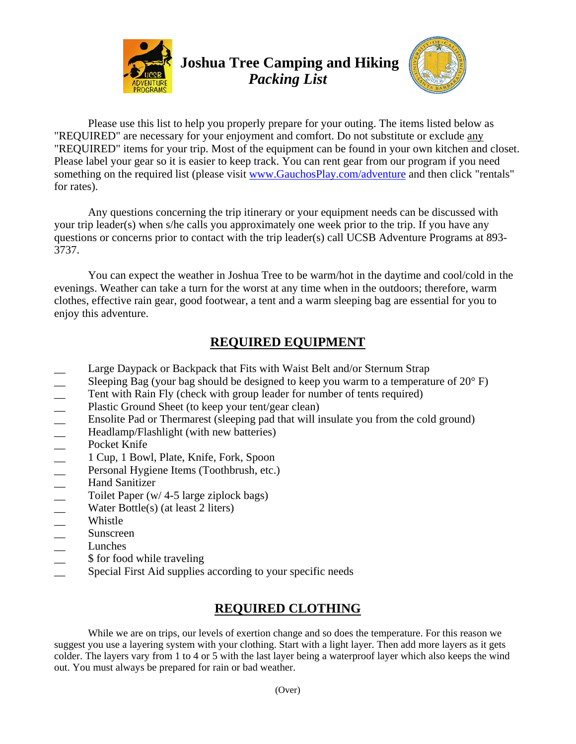# Joshua Tree Camping and Hiking
## *Packing List*

Please use this list to help you properly prepare for your outing. The items listed below as "REQUIRED" are necessary for your enjoyment and comfort. Do not substitute or exclude any "REQUIRED" items for your trip. Most of the equipment can be found in your own kitchen and closet. Please label your gear so it is easier to keep track. You can rent gear from our program if you need something on the required list (please visit [www.GauchosPlay.com/adventure](http://www.GauchosPlay.com/adventure) and then click "rentals" for rates).

Any questions concerning the trip itinerary or your equipment needs can be discussed with your trip leader(s) when s/he calls you approximately one week prior to the trip. If you have any questions or concerns prior to contact with the trip leader(s) call UCSB Adventure Programs at 893-3737.

You can expect the weather in Joshua Tree to be warm/hot in the daytime and cool/cold in the evenings. Weather can take a turn for the worst at any time when in the outdoors; therefore, warm clothes, effective rain gear, good footwear, a tent and a warm sleeping bag are essential for you to enjoy this adventure.

## REQUIRED EQUIPMENT

- __ Large Daypack or Backpack that Fits with Waist Belt and/or Sternum Strap
- __ Sleeping Bag (your bag should be designed to keep you warm to a temperature of 20° F)
- __ Tent with Rain Fly (check with group leader for number of tents required)
- __ Plastic Ground Sheet (to keep your tent/gear clean)
- __ Ensolite Pad or Thermarest (sleeping pad that will insulate you from the cold ground)
- __ Headlamp/Flashlight (with new batteries)
- __ Pocket Knife
- __ 1 Cup, 1 Bowl, Plate, Knife, Fork, Spoon
- __ Personal Hygiene Items (Toothbrush, etc.)
- __ Hand Sanitizer
- __ Toilet Paper (w/ 4-5 large ziplock bags)
- __ Water Bottle(s) (at least 2 liters)
- __ Whistle
- __ Sunscreen
- __ Lunches
- __ $ for food while traveling
- __ Special First Aid supplies according to your specific needs

## REQUIRED CLOTHING

While we are on trips, our levels of exertion change and so does the temperature. For this reason we suggest you use a layering system with your clothing. Start with a light layer. Then add more layers as it gets colder. The layers vary from 1 to 4 or 5 with the last layer being a waterproof layer which also keeps the wind out. You must always be prepared for rain or bad weather.

(Over)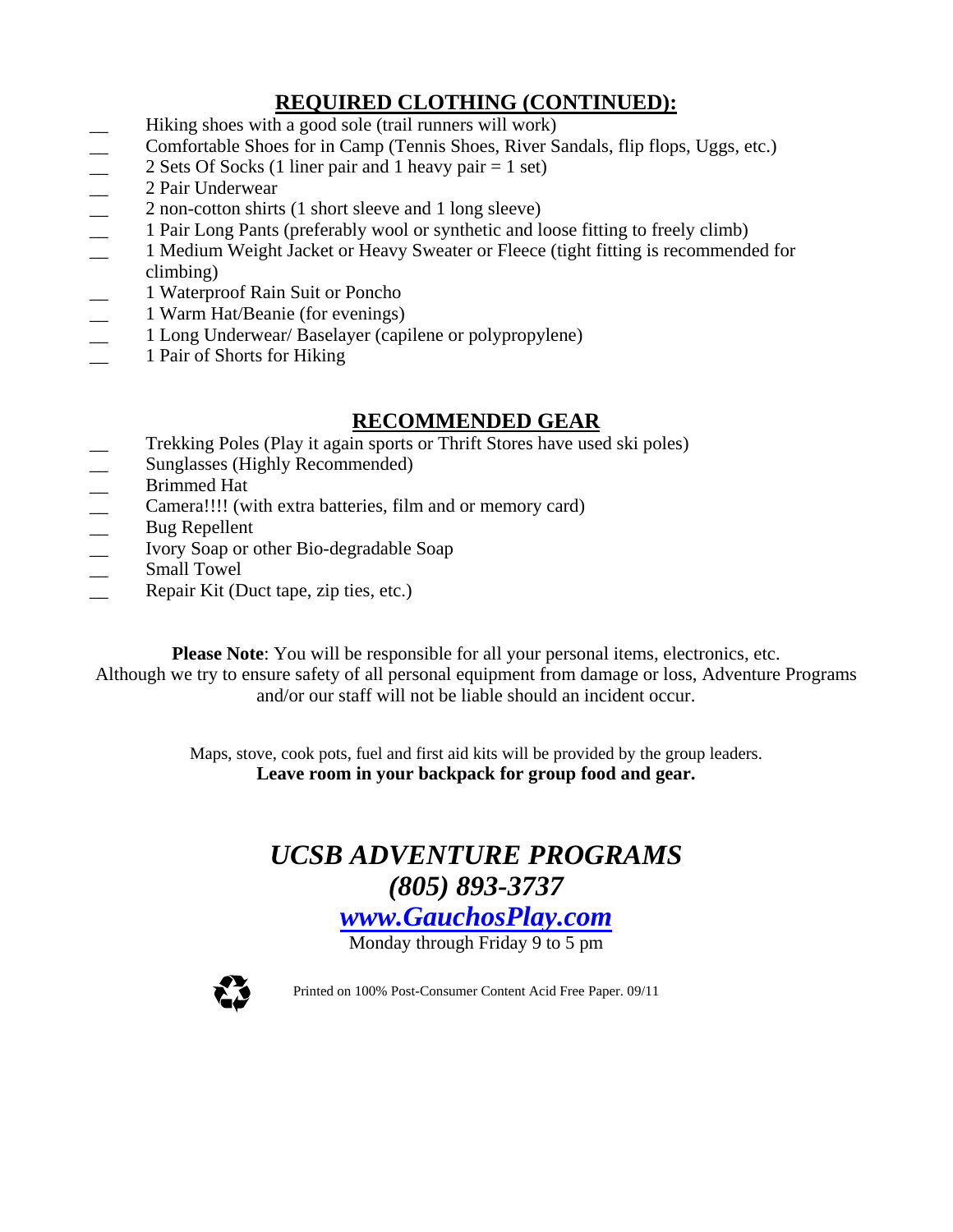## REQUIRED CLOTHING (CONTINUED):

- __ Hiking shoes with a good sole (trail runners will work)
- __ Comfortable Shoes for in Camp (Tennis Shoes, River Sandals, flip flops, Uggs, etc.)
- __ 2 Sets Of Socks (1 liner pair and 1 heavy pair = 1 set)
- __ 2 Pair Underwear
- __ 2 non-cotton shirts (1 short sleeve and 1 long sleeve)
- __ 1 Pair Long Pants (preferably wool or synthetic and loose fitting to freely climb)
- __ 1 Medium Weight Jacket or Heavy Sweater or Fleece (tight fitting is recommended for climbing)
- __ 1 Waterproof Rain Suit or Poncho
- __ 1 Warm Hat/Beanie (for evenings)
- __ 1 Long Underwear/ Baselayer (capilene or polypropylene)
- __ 1 Pair of Shorts for Hiking

## RECOMMENDED GEAR

- __ Trekking Poles (Play it again sports or Thrift Stores have used ski poles)
- __ Sunglasses (Highly Recommended)
- __ Brimmed Hat
- __ Camera!!!! (with extra batteries, film and or memory card)
- __ Bug Repellent
- __ Ivory Soap or other Bio-degradable Soap
- __ Small Towel
- __ Repair Kit (Duct tape, zip ties, etc.)

**Please Note**: You will be responsible for all your personal items, electronics, etc. Although we try to ensure safety of all personal equipment from damage or loss, Adventure Programs and/or our staff will not be liable should an incident occur.

Maps, stove, cook pots, fuel and first aid kits will be provided by the group leaders.
**Leave room in your backpack for group food and gear.**

***UCSB ADVENTURE PROGRAMS***
***(805) 893-3737***
***www.GauchosPlay.com***
Monday through Friday 9 to 5 pm

Printed on 100% Post-Consumer Content Acid Free Paper. 09/11